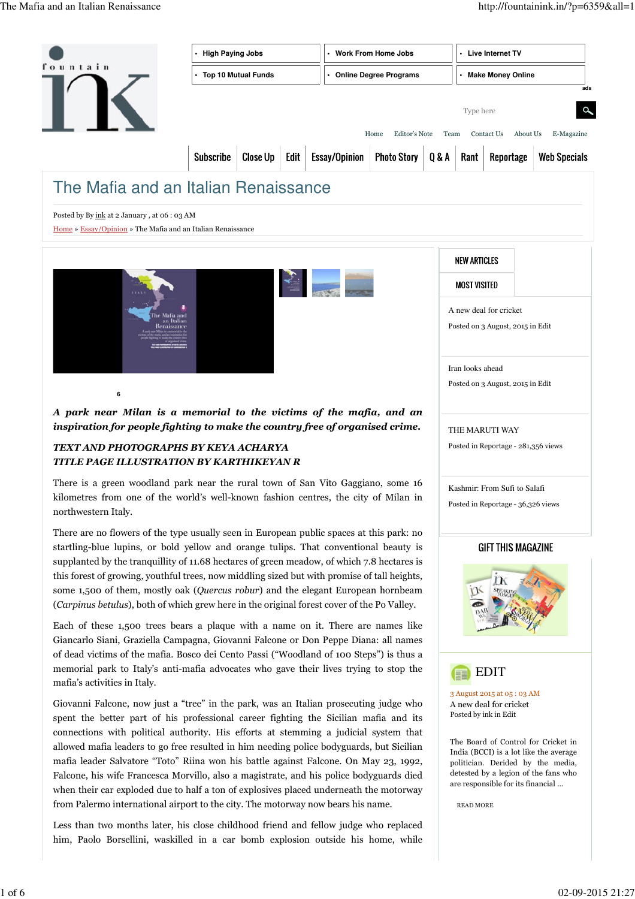# The Mafia and an Italian Renaissance

Posted by By ink at 2 January , at 06 : 03 AM

Home » Essay/Opinion » The Mafia and an Italian Renaissance

6

***A park near Milan is a memorial to the victims of the mafia, and an inspiration for people fighting to make the country free of organised crime.***

***TEXT AND PHOTOGRAPHS BY KEYA ACHARYA***
***TITLE PAGE ILLUSTRATION BY KARTHIKEYAN R***

There is a green woodland park near the rural town of San Vito Gaggiano, some 16 kilometres from one of the world's well-known fashion centres, the city of Milan in northwestern Italy.

There are no flowers of the type usually seen in European public spaces at this park: no startling-blue lupins, or bold yellow and orange tulips. That conventional beauty is supplanted by the tranquillity of 11.68 hectares of green meadow, of which 7.8 hectares is this forest of growing, youthful trees, now middling sized but with promise of tall heights, some 1,500 of them, mostly oak (*Quercus robur*) and the elegant European hornbeam (*Carpinus betulus*), both of which grew here in the original forest cover of the Po Valley.

Each of these 1,500 trees bears a plaque with a name on it. There are names like Giancarlo Siani, Graziella Campagna, Giovanni Falcone or Don Peppe Diana: all names of dead victims of the mafia. Bosco dei Cento Passi ("Woodland of 100 Steps") is thus a memorial park to Italy's anti-mafia advocates who gave their lives trying to stop the mafia's activities in Italy.

Giovanni Falcone, now just a "tree" in the park, was an Italian prosecuting judge who spent the better part of his professional career fighting the Sicilian mafia and its connections with political authority. His efforts at stemming a judicial system that allowed mafia leaders to go free resulted in him needing police bodyguards, but Sicilian mafia leader Salvatore "Toto" Riina won his battle against Falcone. On May 23, 1992, Falcone, his wife Francesca Morvillo, also a magistrate, and his police bodyguards died when their car exploded due to half a ton of explosives placed underneath the motorway from Palermo international airport to the city. The motorway now bears his name.

Less than two months later, his close childhood friend and fellow judge who replaced him, Paolo Borsellini, waskilled in a car bomb explosion outside his home, while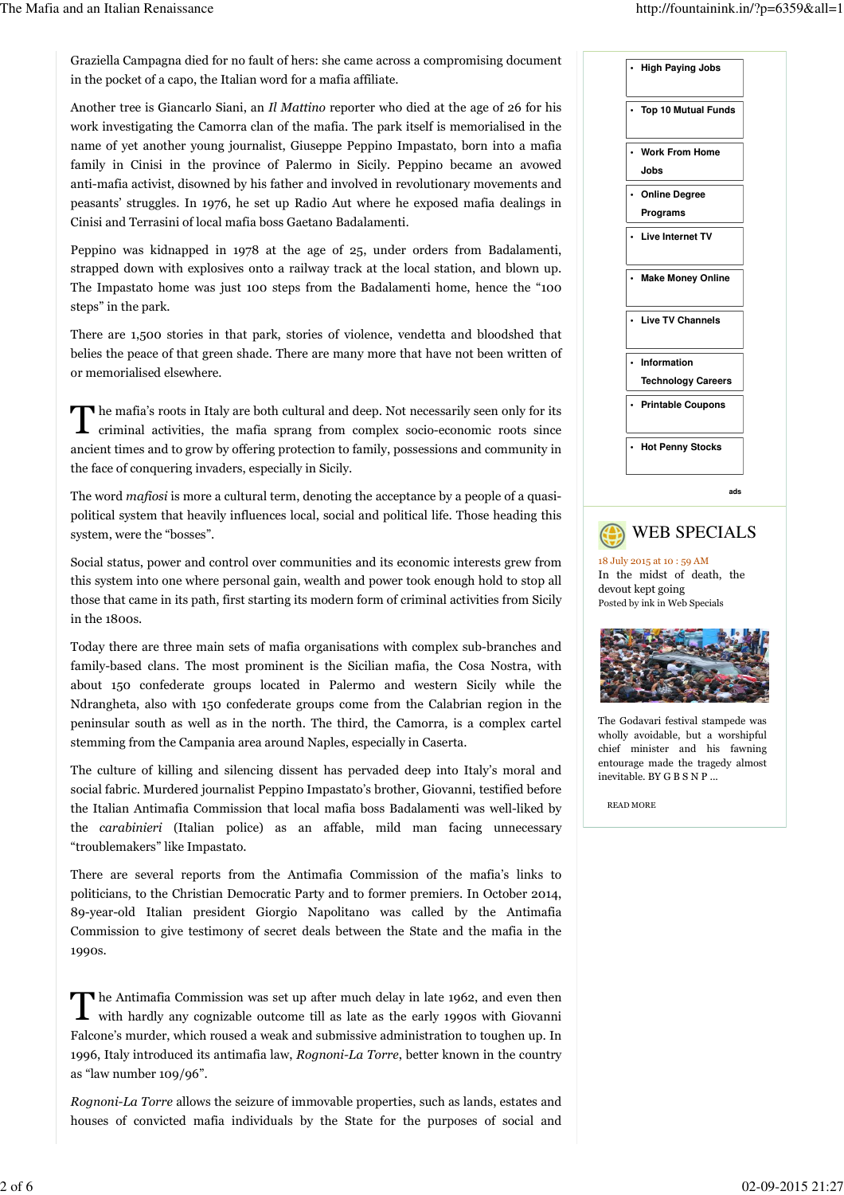Graziella Campagna died for no fault of hers: she came across a compromising document in the pocket of a capo, the Italian word for a mafia affiliate.

Another tree is Giancarlo Siani, an *Il Mattino* reporter who died at the age of 26 for his work investigating the Camorra clan of the mafia. The park itself is memorialised in the name of yet another young journalist, Giuseppe Peppino Impastato, born into a mafia family in Cinisi in the province of Palermo in Sicily. Peppino became an avowed anti-mafia activist, disowned by his father and involved in revolutionary movements and peasants' struggles. In 1976, he set up Radio Aut where he exposed mafia dealings in Cinisi and Terrasini of local mafia boss Gaetano Badalamenti.

Peppino was kidnapped in 1978 at the age of 25, under orders from Badalamenti, strapped down with explosives onto a railway track at the local station, and blown up. The Impastato home was just 100 steps from the Badalamenti home, hence the "100 steps" in the park.

There are 1,500 stories in that park, stories of violence, vendetta and bloodshed that belies the peace of that green shade. There are many more that have not been written of or memorialised elsewhere.

The mafia's roots in Italy are both cultural and deep. Not necessarily seen only for its criminal activities, the mafia sprang from complex socio-economic roots since ancient times and to grow by offering protection to family, possessions and community in the face of conquering invaders, especially in Sicily.

The word *mafiosi* is more a cultural term, denoting the acceptance by a people of a quasi-political system that heavily influences local, social and political life. Those heading this system, were the "bosses".

Social status, power and control over communities and its economic interests grew from this system into one where personal gain, wealth and power took enough hold to stop all those that came in its path, first starting its modern form of criminal activities from Sicily in the 1800s.

Today there are three main sets of mafia organisations with complex sub-branches and family-based clans. The most prominent is the Sicilian mafia, the Cosa Nostra, with about 150 confederate groups located in Palermo and western Sicily while the Ndrangheta, also with 150 confederate groups come from the Calabrian region in the peninsular south as well as in the north. The third, the Camorra, is a complex cartel stemming from the Campania area around Naples, especially in Caserta.

The culture of killing and silencing dissent has pervaded deep into Italy's moral and social fabric. Murdered journalist Peppino Impastato's brother, Giovanni, testified before the Italian Antimafia Commission that local mafia boss Badalamenti was well-liked by the *carabinieri* (Italian police) as an affable, mild man facing unnecessary "troublemakers" like Impastato.

There are several reports from the Antimafia Commission of the mafia's links to politicians, to the Christian Democratic Party and to former premiers. In October 2014, 89-year-old Italian president Giorgio Napolitano was called by the Antimafia Commission to give testimony of secret deals between the State and the mafia in the 1990s.

The Antimafia Commission was set up after much delay in late 1962, and even then with hardly any cognizable outcome till as late as the early 1990s with Giovanni Falcone's murder, which roused a weak and submissive administration to toughen up. In 1996, Italy introduced its antimafia law, *Rognoni-La Torre*, better known in the country as "law number 109/96".

*Rognoni-La Torre* allows the seizure of immovable properties, such as lands, estates and houses of convicted mafia individuals by the State for the purposes of social and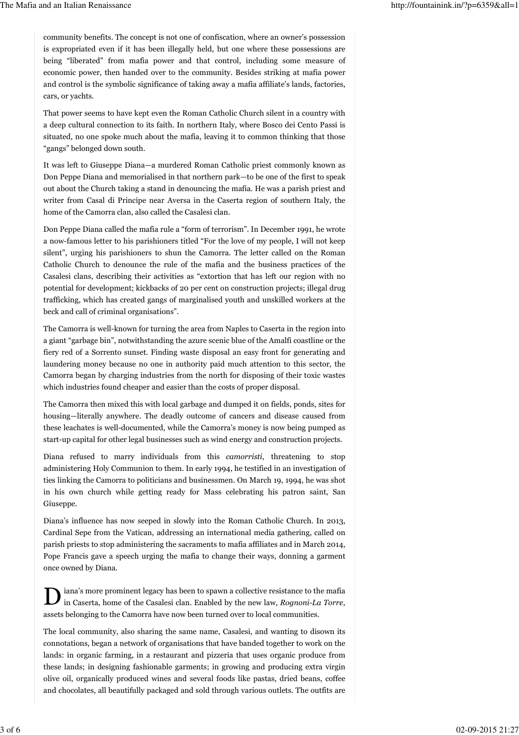community benefits. The concept is not one of confiscation, where an owner's possession is expropriated even if it has been illegally held, but one where these possessions are being "liberated" from mafia power and that control, including some measure of economic power, then handed over to the community. Besides striking at mafia power and control is the symbolic significance of taking away a mafia affiliate's lands, factories, cars, or yachts.

That power seems to have kept even the Roman Catholic Church silent in a country with a deep cultural connection to its faith. In northern Italy, where Bosco dei Cento Passi is situated, no one spoke much about the mafia, leaving it to common thinking that those "gangs" belonged down south.

It was left to Giuseppe Diana—a murdered Roman Catholic priest commonly known as Don Peppe Diana and memorialised in that northern park—to be one of the first to speak out about the Church taking a stand in denouncing the mafia. He was a parish priest and writer from Casal di Principe near Aversa in the Caserta region of southern Italy, the home of the Camorra clan, also called the Casalesi clan.

Don Peppe Diana called the mafia rule a "form of terrorism". In December 1991, he wrote a now-famous letter to his parishioners titled "For the love of my people, I will not keep silent", urging his parishioners to shun the Camorra. The letter called on the Roman Catholic Church to denounce the rule of the mafia and the business practices of the Casalesi clans, describing their activities as "extortion that has left our region with no potential for development; kickbacks of 20 per cent on construction projects; illegal drug trafficking, which has created gangs of marginalised youth and unskilled workers at the beck and call of criminal organisations".

The Camorra is well-known for turning the area from Naples to Caserta in the region into a giant "garbage bin", notwithstanding the azure scenic blue of the Amalfi coastline or the fiery red of a Sorrento sunset. Finding waste disposal an easy front for generating and laundering money because no one in authority paid much attention to this sector, the Camorra began by charging industries from the north for disposing of their toxic wastes which industries found cheaper and easier than the costs of proper disposal.

The Camorra then mixed this with local garbage and dumped it on fields, ponds, sites for housing—literally anywhere. The deadly outcome of cancers and disease caused from these leachates is well-documented, while the Camorra's money is now being pumped as start-up capital for other legal businesses such as wind energy and construction projects.

Diana refused to marry individuals from this *camorristi*, threatening to stop administering Holy Communion to them. In early 1994, he testified in an investigation of ties linking the Camorra to politicians and businessmen. On March 19, 1994, he was shot in his own church while getting ready for Mass celebrating his patron saint, San Giuseppe.

Diana's influence has now seeped in slowly into the Roman Catholic Church. In 2013, Cardinal Sepe from the Vatican, addressing an international media gathering, called on parish priests to stop administering the sacraments to mafia affiliates and in March 2014, Pope Francis gave a speech urging the mafia to change their ways, donning a garment once owned by Diana.

Diana's more prominent legacy has been to spawn a collective resistance to the mafia in Caserta, home of the Casalesi clan. Enabled by the new law, *Rognoni-La Torre*, assets belonging to the Camorra have now been turned over to local communities.

The local community, also sharing the same name, Casalesi, and wanting to disown its connotations, began a network of organisations that have banded together to work on the lands: in organic farming, in a restaurant and pizzeria that uses organic produce from these lands; in designing fashionable garments; in growing and producing extra virgin olive oil, organically produced wines and several foods like pastas, dried beans, coffee and chocolates, all beautifully packaged and sold through various outlets. The outfits are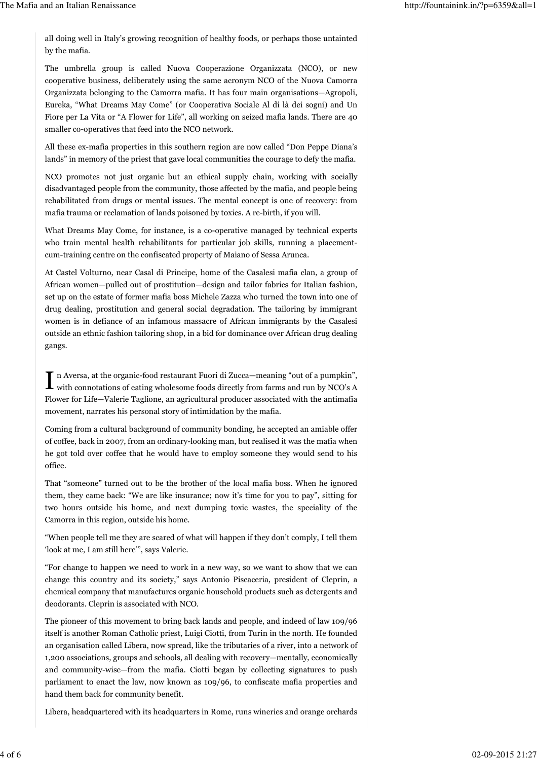all doing well in Italy's growing recognition of healthy foods, or perhaps those untainted by the mafia.

The umbrella group is called Nuova Cooperazione Organizzata (NCO), or new cooperative business, deliberately using the same acronym NCO of the Nuova Camorra Organizzata belonging to the Camorra mafia. It has four main organisations—Agropoli, Eureka, "What Dreams May Come" (or Cooperativa Sociale Al di là dei sogni) and Un Fiore per La Vita or "A Flower for Life", all working on seized mafia lands. There are 40 smaller co-operatives that feed into the NCO network.

All these ex-mafia properties in this southern region are now called "Don Peppe Diana's lands" in memory of the priest that gave local communities the courage to defy the mafia.

NCO promotes not just organic but an ethical supply chain, working with socially disadvantaged people from the community, those affected by the mafia, and people being rehabilitated from drugs or mental issues. The mental concept is one of recovery: from mafia trauma or reclamation of lands poisoned by toxics. A re-birth, if you will.

What Dreams May Come, for instance, is a co-operative managed by technical experts who train mental health rehabilitants for particular job skills, running a placement-cum-training centre on the confiscated property of Maiano of Sessa Arunca.

At Castel Volturno, near Casal di Principe, home of the Casalesi mafia clan, a group of African women—pulled out of prostitution—design and tailor fabrics for Italian fashion, set up on the estate of former mafia boss Michele Zazza who turned the town into one of drug dealing, prostitution and general social degradation. The tailoring by immigrant women is in defiance of an infamous massacre of African immigrants by the Casalesi outside an ethnic fashion tailoring shop, in a bid for dominance over African drug dealing gangs.

In Aversa, at the organic-food restaurant Fuori di Zucca—meaning "out of a pumpkin", with connotations of eating wholesome foods directly from farms and run by NCO's A Flower for Life—Valerie Taglione, an agricultural producer associated with the antimafia movement, narrates his personal story of intimidation by the mafia.

Coming from a cultural background of community bonding, he accepted an amiable offer of coffee, back in 2007, from an ordinary-looking man, but realised it was the mafia when he got told over coffee that he would have to employ someone they would send to his office.

That "someone" turned out to be the brother of the local mafia boss. When he ignored them, they came back: "We are like insurance; now it's time for you to pay", sitting for two hours outside his home, and next dumping toxic wastes, the speciality of the Camorra in this region, outside his home.

"When people tell me they are scared of what will happen if they don't comply, I tell them 'look at me, I am still here'", says Valerie.

"For change to happen we need to work in a new way, so we want to show that we can change this country and its society," says Antonio Piscaceria, president of Cleprin, a chemical company that manufactures organic household products such as detergents and deodorants. Cleprin is associated with NCO.

The pioneer of this movement to bring back lands and people, and indeed of law 109/96 itself is another Roman Catholic priest, Luigi Ciotti, from Turin in the north. He founded an organisation called Libera, now spread, like the tributaries of a river, into a network of 1,200 associations, groups and schools, all dealing with recovery—mentally, economically and community-wise—from the mafia. Ciotti began by collecting signatures to push parliament to enact the law, now known as 109/96, to confiscate mafia properties and hand them back for community benefit.

Libera, headquartered with its headquarters in Rome, runs wineries and orange orchards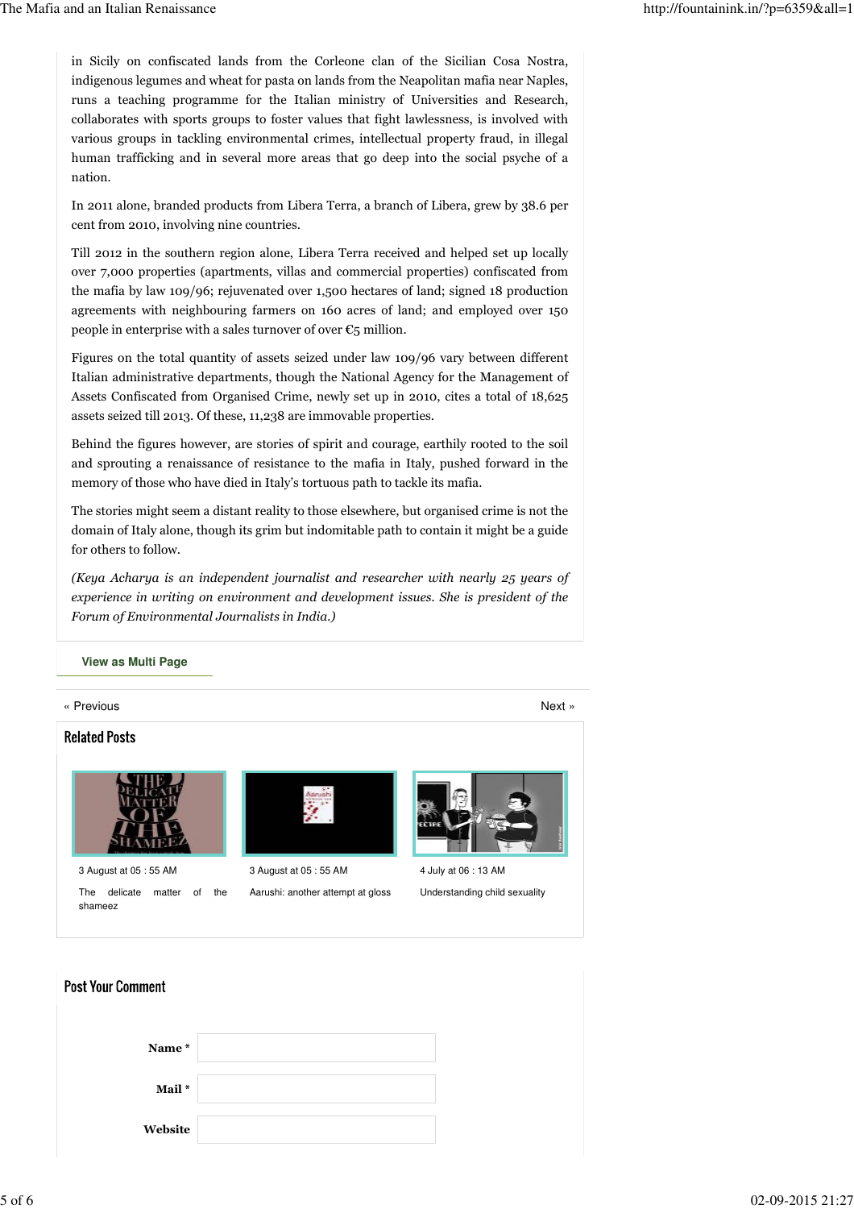in Sicily on confiscated lands from the Corleone clan of the Sicilian Cosa Nostra, indigenous legumes and wheat for pasta on lands from the Neapolitan mafia near Naples, runs a teaching programme for the Italian ministry of Universities and Research, collaborates with sports groups to foster values that fight lawlessness, is involved with various groups in tackling environmental crimes, intellectual property fraud, in illegal human trafficking and in several more areas that go deep into the social psyche of a nation.

In 2011 alone, branded products from Libera Terra, a branch of Libera, grew by 38.6 per cent from 2010, involving nine countries.

Till 2012 in the southern region alone, Libera Terra received and helped set up locally over 7,000 properties (apartments, villas and commercial properties) confiscated from the mafia by law 109/96; rejuvenated over 1,500 hectares of land; signed 18 production agreements with neighbouring farmers on 160 acres of land; and employed over 150 people in enterprise with a sales turnover of over €5 million.

Figures on the total quantity of assets seized under law 109/96 vary between different Italian administrative departments, though the National Agency for the Management of Assets Confiscated from Organised Crime, newly set up in 2010, cites a total of 18,625 assets seized till 2013. Of these, 11,238 are immovable properties.

Behind the figures however, are stories of spirit and courage, earthily rooted to the soil and sprouting a renaissance of resistance to the mafia in Italy, pushed forward in the memory of those who have died in Italy's tortuous path to tackle its mafia.

The stories might seem a distant reality to those elsewhere, but organised crime is not the domain of Italy alone, though its grim but indomitable path to contain it might be a guide for others to follow.

*(Keya Acharya is an independent journalist and researcher with nearly 25 years of experience in writing on environment and development issues. She is president of the Forum of Environmental Journalists in India.)*

**View as Multi Page**

« Previous    Next »

## Related Posts

3 August at 05 : 55 AM
The delicate matter of the shameez

3 August at 05 : 55 AM
Aarushi: another attempt at gloss

4 July at 06 : 13 AM
Understanding child sexuality

## Post Your Comment

**Name** *

**Mail** *

**Website**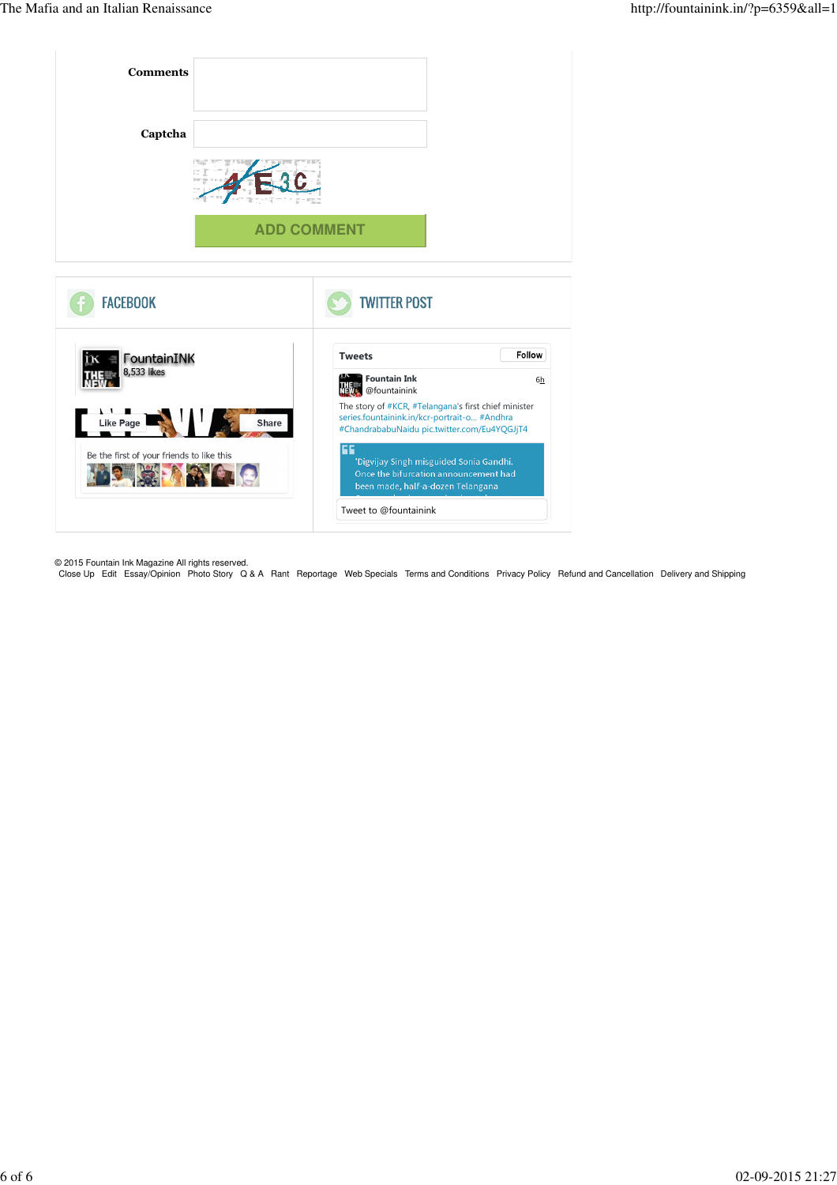**Comments**

**Captcha**

ADD COMMENT

## FACEBOOK

FountainINK
8,533 likes

Like Page

Share

Be the first of your friends to like this

## TWITTER POST

**Tweets**

Follow

**Fountain Ink** 6h
@fountainink

The story of #KCR, #Telangana's first chief minister series.fountainink.in/kcr-portrait-o... #Andhra #ChandrababuNaidu pic.twitter.com/Eu4YQGJjT4

'Digvijay Singh misguided Sonia Gandhi. Once the bifurcation announcement had been made, half-a-dozen Telangana

Tweet to @fountainink

© 2015 Fountain Ink Magazine All rights reserved.
Close Up Edit Essay/Opinion Photo Story Q & A Rant Reportage Web Specials Terms and Conditions Privacy Policy Refund and Cancellation Delivery and Shipping